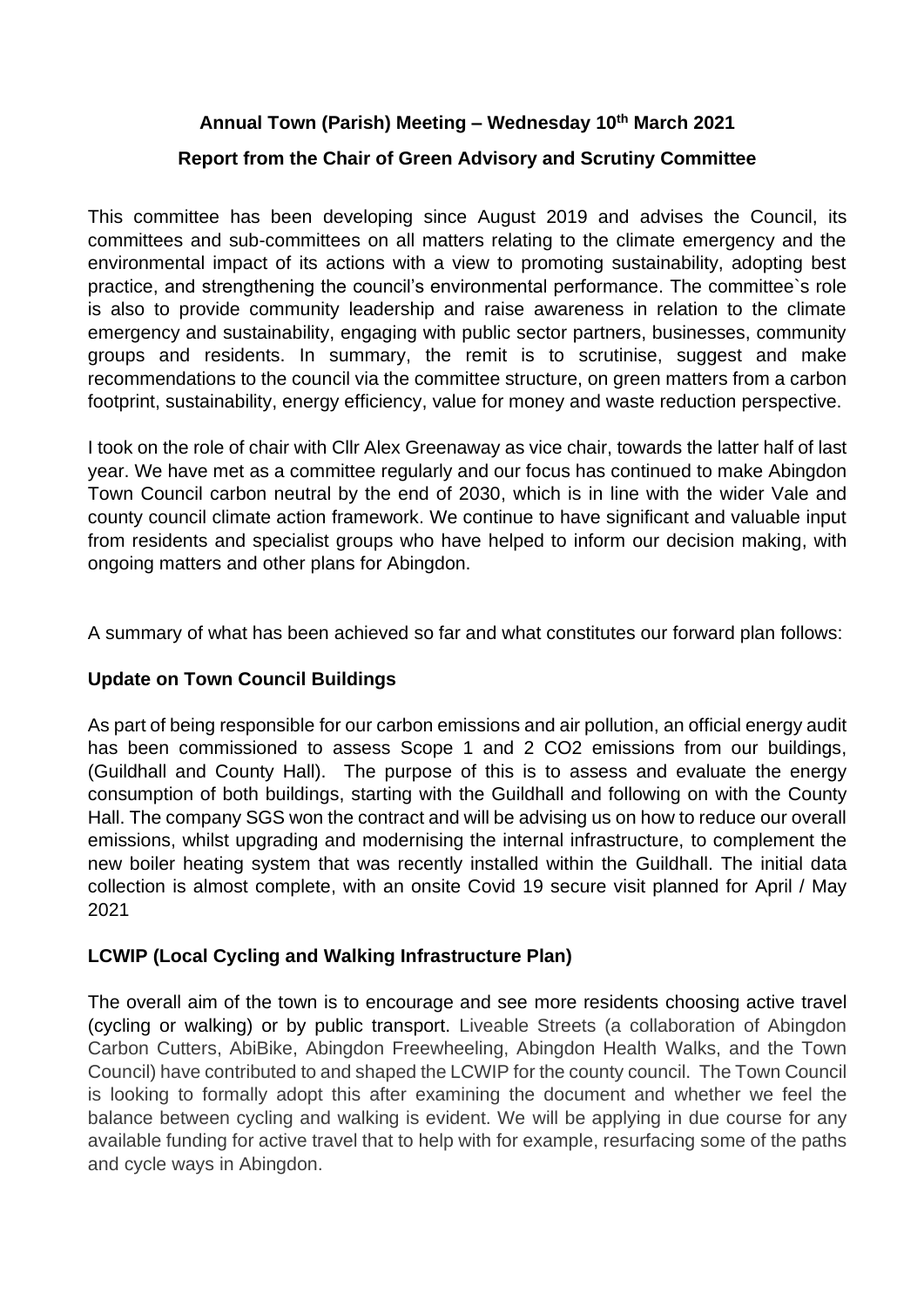# Annual Town (Parish) Meeting – Wednesday 10th March 2021

## Report from the Chair of Green Advisory and Scrutiny Committee

This committee has been developing since August 2019 and advises the Council, its committees and sub-committees on all matters relating to the climate emergency and the environmental impact of its actions with a view to promoting sustainability, adopting best practice, and strengthening the council's environmental performance. The committee`s role is also to provide community leadership and raise awareness in relation to the climate emergency and sustainability, engaging with public sector partners, businesses, community groups and residents. In summary, the remit is to scrutinise, suggest and make recommendations to the council via the committee structure, on green matters from a carbon footprint, sustainability, energy efficiency, value for money and waste reduction perspective.

I took on the role of chair with Cllr Alex Greenaway as vice chair, towards the latter half of last year. We have met as a committee regularly and our focus has continued to make Abingdon Town Council carbon neutral by the end of 2030, which is in line with the wider Vale and county council climate action framework. We continue to have significant and valuable input from residents and specialist groups who have helped to inform our decision making, with ongoing matters and other plans for Abingdon.

A summary of what has been achieved so far and what constitutes our forward plan follows:

### Update on Town Council Buildings

As part of being responsible for our carbon emissions and air pollution, an official energy audit has been commissioned to assess Scope 1 and 2 $CO_2$ emissions from our buildings, (Guildhall and County Hall). The purpose of this is to assess and evaluate the energy consumption of both buildings, starting with the Guildhall and following on with the County Hall. The company SGS won the contract and will be advising us on how to reduce our overall emissions, whilst upgrading and modernising the internal infrastructure, to complement the new boiler heating system that was recently installed within the Guildhall. The initial data collection is almost complete, with an onsite Covid 19 secure visit planned for April / May 2021

### LCWIP (Local Cycling and Walking Infrastructure Plan)

The overall aim of the town is to encourage and see more residents choosing active travel (cycling or walking) or by public transport. Liveable Streets (a collaboration of Abingdon Carbon Cutters, AbiBike, Abingdon Freewheeling, Abingdon Health Walks, and the Town Council) have contributed to and shaped the LCWIP for the county council. The Town Council is looking to formally adopt this after examining the document and whether we feel the balance between cycling and walking is evident. We will be applying in due course for any available funding for active travel that to help with for example, resurfacing some of the paths and cycle ways in Abingdon.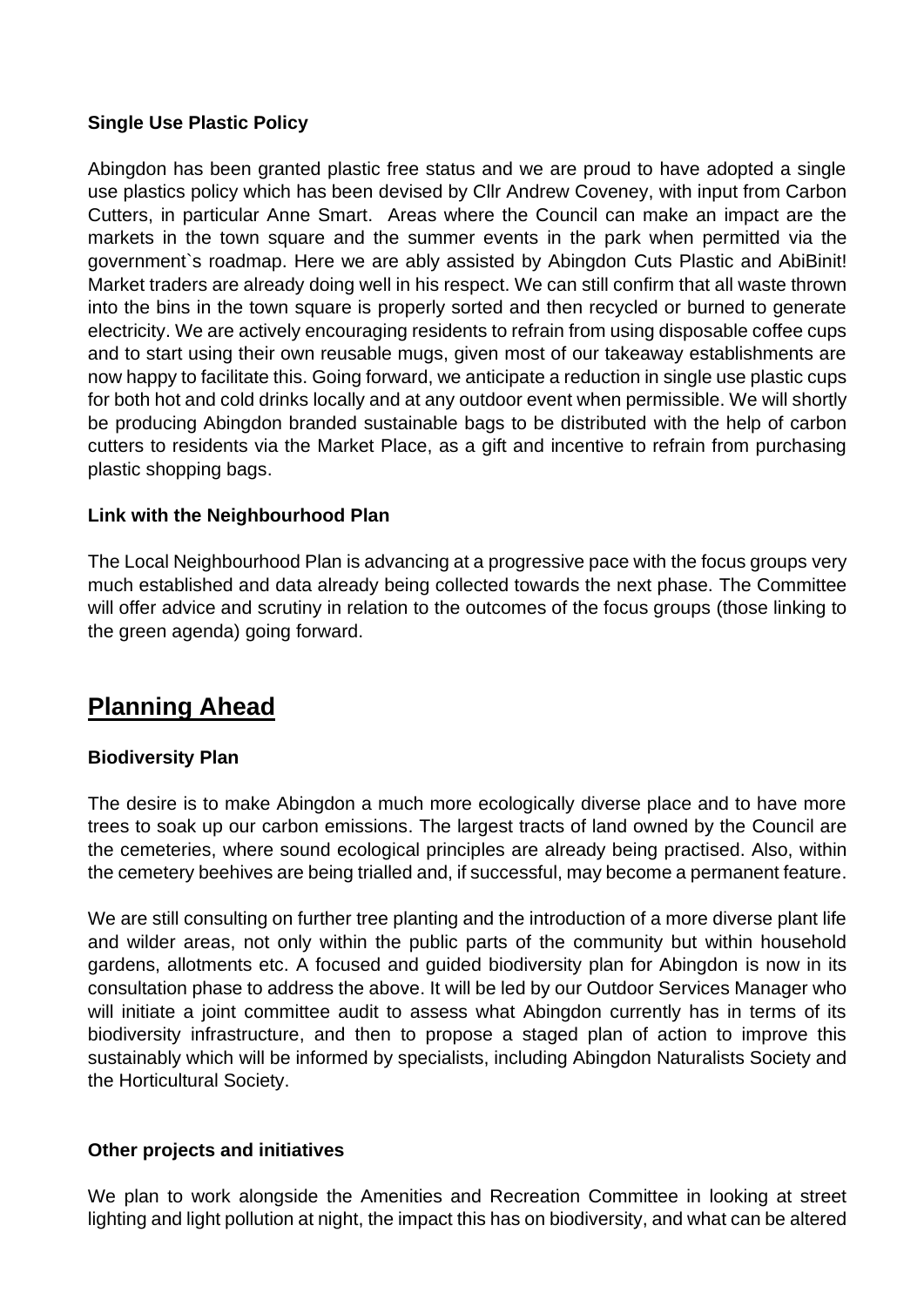**Single Use Plastic Policy**

Abingdon has been granted plastic free status and we are proud to have adopted a single use plastics policy which has been devised by Cllr Andrew Coveney, with input from Carbon Cutters, in particular Anne Smart. Areas where the Council can make an impact are the markets in the town square and the summer events in the park when permitted via the government`s roadmap. Here we are ably assisted by Abingdon Cuts Plastic and AbiBinit! Market traders are already doing well in his respect. We can still confirm that all waste thrown into the bins in the town square is properly sorted and then recycled or burned to generate electricity. We are actively encouraging residents to refrain from using disposable coffee cups and to start using their own reusable mugs, given most of our takeaway establishments are now happy to facilitate this. Going forward, we anticipate a reduction in single use plastic cups for both hot and cold drinks locally and at any outdoor event when permissible. We will shortly be producing Abingdon branded sustainable bags to be distributed with the help of carbon cutters to residents via the Market Place, as a gift and incentive to refrain from purchasing plastic shopping bags.

**Link with the Neighbourhood Plan**

The Local Neighbourhood Plan is advancing at a progressive pace with the focus groups very much established and data already being collected towards the next phase. The Committee will offer advice and scrutiny in relation to the outcomes of the focus groups (those linking to the green agenda) going forward.

## Planning Ahead

**Biodiversity Plan**

The desire is to make Abingdon a much more ecologically diverse place and to have more trees to soak up our carbon emissions. The largest tracts of land owned by the Council are the cemeteries, where sound ecological principles are already being practised. Also, within the cemetery beehives are being trialled and, if successful, may become a permanent feature.

We are still consulting on further tree planting and the introduction of a more diverse plant life and wilder areas, not only within the public parts of the community but within household gardens, allotments etc. A focused and guided biodiversity plan for Abingdon is now in its consultation phase to address the above. It will be led by our Outdoor Services Manager who will initiate a joint committee audit to assess what Abingdon currently has in terms of its biodiversity infrastructure, and then to propose a staged plan of action to improve this sustainably which will be informed by specialists, including Abingdon Naturalists Society and the Horticultural Society.

**Other projects and initiatives**

We plan to work alongside the Amenities and Recreation Committee in looking at street lighting and light pollution at night, the impact this has on biodiversity, and what can be altered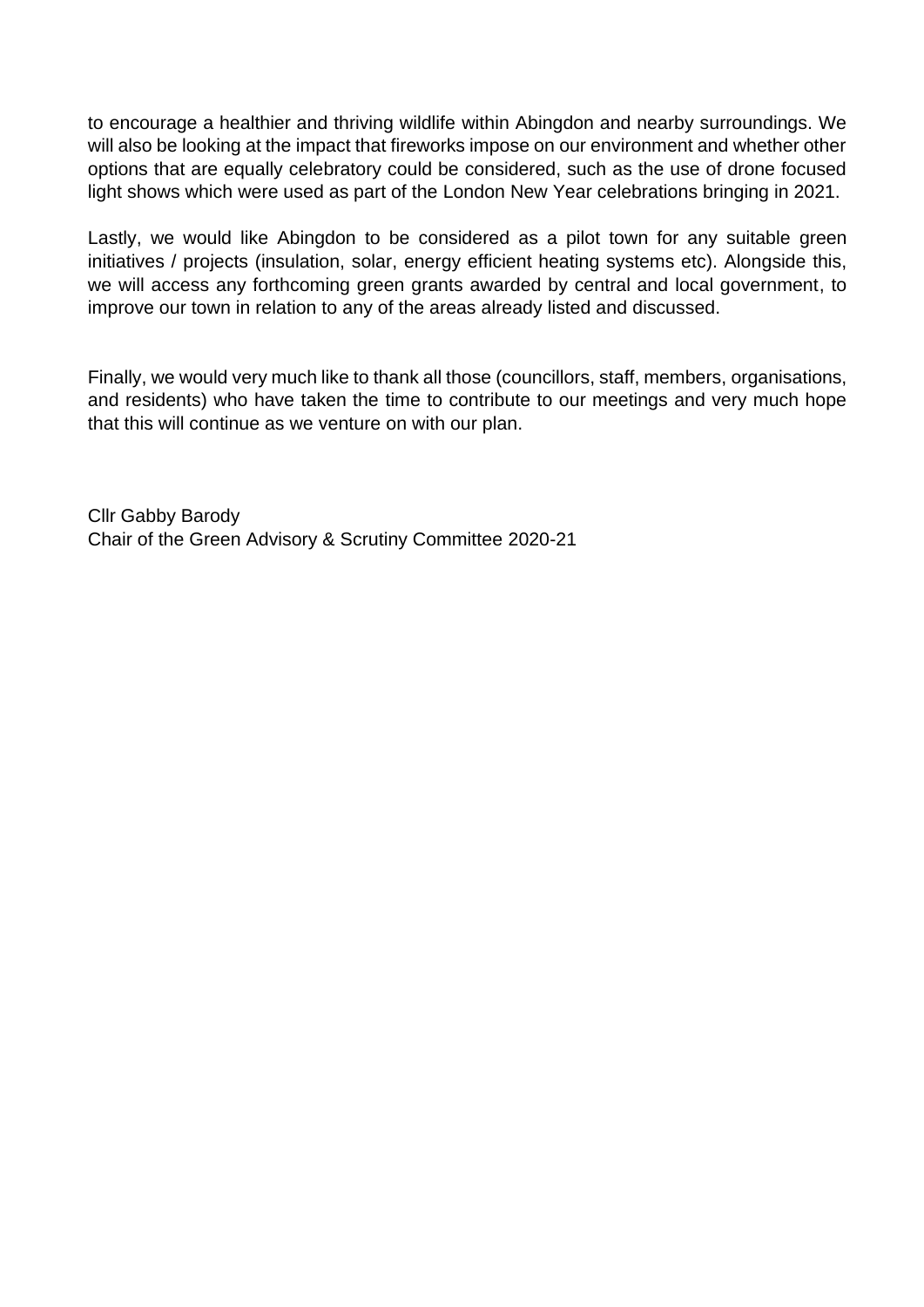to encourage a healthier and thriving wildlife within Abingdon and nearby surroundings. We will also be looking at the impact that fireworks impose on our environment and whether other options that are equally celebratory could be considered, such as the use of drone focused light shows which were used as part of the London New Year celebrations bringing in 2021.

Lastly, we would like Abingdon to be considered as a pilot town for any suitable green initiatives / projects (insulation, solar, energy efficient heating systems etc). Alongside this, we will access any forthcoming green grants awarded by central and local government, to improve our town in relation to any of the areas already listed and discussed.

Finally, we would very much like to thank all those (councillors, staff, members, organisations, and residents) who have taken the time to contribute to our meetings and very much hope that this will continue as we venture on with our plan.

Cllr Gabby Barody
Chair of the Green Advisory & Scrutiny Committee 2020-21